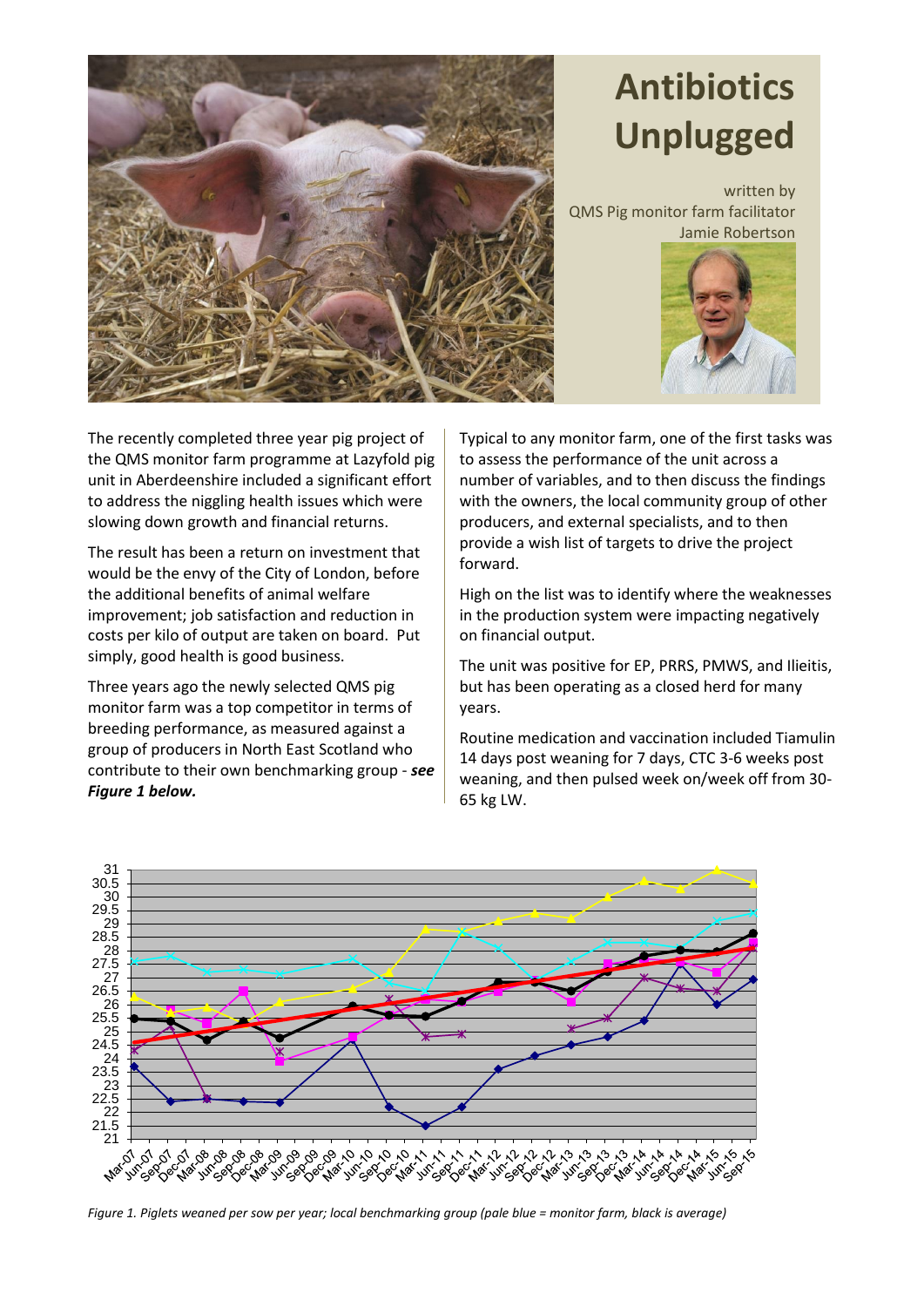# Antibiotics Unplugged

written by
QMS Pig monitor farm facilitator
Jamie Robertson

The recently completed three year pig project of the QMS monitor farm programme at Lazyfold pig unit in Aberdeenshire included a significant effort to address the niggling health issues which were slowing down growth and financial returns.

The result has been a return on investment that would be the envy of the City of London, before the additional benefits of animal welfare improvement; job satisfaction and reduction in costs per kilo of output are taken on board. Put simply, good health is good business.

Three years ago the newly selected QMS pig monitor farm was a top competitor in terms of breeding performance, as measured against a group of producers in North East Scotland who contribute to their own benchmarking group - ***see Figure 1 below.***

Typical to any monitor farm, one of the first tasks was to assess the performance of the unit across a number of variables, and to then discuss the findings with the owners, the local community group of other producers, and external specialists, and to then provide a wish list of targets to drive the project forward.

High on the list was to identify where the weaknesses in the production system were impacting negatively on financial output.

The unit was positive for EP, PRRS, PMWS, and Ilieitis, but has been operating as a closed herd for many years.

Routine medication and vaccination included Tiamulin 14 days post weaning for 7 days, CTC 3-6 weeks post weaning, and then pulsed week on/week off from 30-65 kg LW.

31
30.5
30
29.5
29
28.5
28
27.5
27
26.5
26
25.5
25
24.5
24
23.5
23
22.5
22
21.5
21

Mar-07 Jun-07 Sep-07 Dec-07 Mar-08 Jun-08 Sep-08 Dec-08 Mar-09 Jun-09 Sep-09 Dec-09 Mar-10 Jun-10 Sep-10 Dec-10 Mar-11 Jun-11 Sep-11 Dec-11 Mar-12 Jun-12 Sep-12 Dec-12 Mar-13 Jun-13 Sep-13 Dec-13 Mar-14 Jun-14 Sep-14 Dec-14 Mar-15 Jun-15 Sep-15

*Figure 1. Piglets weaned per sow per year; local benchmarking group (pale blue = monitor farm, black is average)*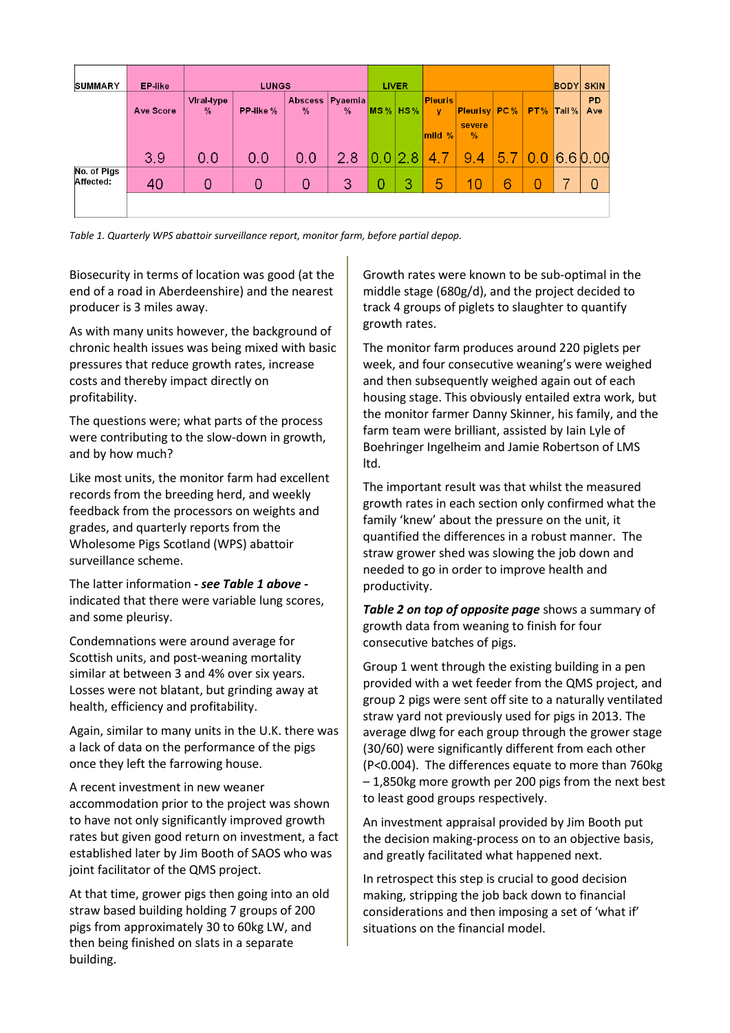| SUMMARY | EP-like | LUNGS | | | | LIVER | | | | | | BODY | SKIN |
|---|---|---|---|---|---|---|---|---|---|---|---|---|---|
| | Ave Score | Viral-type % | PP-like % | Abscess % | Pyaemia % | MS % | HS % | Pleurisy mild % | Pleurisy severe % | PC % | PT % | Tail % | PD Ave |
| | 3.9 | 0.0 | 0.0 | 0.0 | 2.8 | 0.0 | 2.8 | 4.7 | 9.4 | 5.7 | 0.0 | 6.6 | 0.00 |
| No. of Pigs Affected: | 40 | 0 | 0 | 0 | 3 | 0 | 3 | 5 | 10 | 6 | 0 | 7 | 0 |

*Table 1. Quarterly WPS abattoir surveillance report, monitor farm, before partial depop.*

Biosecurity in terms of location was good (at the end of a road in Aberdeenshire) and the nearest producer is 3 miles away.

As with many units however, the background of chronic health issues was being mixed with basic pressures that reduce growth rates, increase costs and thereby impact directly on profitability.

The questions were; what parts of the process were contributing to the slow-down in growth, and by how much?

Like most units, the monitor farm had excellent records from the breeding herd, and weekly feedback from the processors on weights and grades, and quarterly reports from the Wholesome Pigs Scotland (WPS) abattoir surveillance scheme.

The latter information ***- see Table 1 above -*** indicated that there were variable lung scores, and some pleurisy.

Condemnations were around average for Scottish units, and post-weaning mortality similar at between 3 and 4% over six years. Losses were not blatant, but grinding away at health, efficiency and profitability.

Again, similar to many units in the U.K. there was a lack of data on the performance of the pigs once they left the farrowing house.

A recent investment in new weaner accommodation prior to the project was shown to have not only significantly improved growth rates but given good return on investment, a fact established later by Jim Booth of SAOS who was joint facilitator of the QMS project.

At that time, grower pigs then going into an old straw based building holding 7 groups of 200 pigs from approximately 30 to 60kg LW, and then being finished on slats in a separate building.

Growth rates were known to be sub-optimal in the middle stage (680g/d), and the project decided to track 4 groups of piglets to slaughter to quantify growth rates.

The monitor farm produces around 220 piglets per week, and four consecutive weaning's were weighed and then subsequently weighed again out of each housing stage. This obviously entailed extra work, but the monitor farmer Danny Skinner, his family, and the farm team were brilliant, assisted by Iain Lyle of Boehringer Ingelheim and Jamie Robertson of LMS ltd.

The important result was that whilst the measured growth rates in each section only confirmed what the family 'knew' about the pressure on the unit, it quantified the differences in a robust manner. The straw grower shed was slowing the job down and needed to go in order to improve health and productivity.

***Table 2 on top of opposite page*** shows a summary of growth data from weaning to finish for four consecutive batches of pigs.

Group 1 went through the existing building in a pen provided with a wet feeder from the QMS project, and group 2 pigs were sent off site to a naturally ventilated straw yard not previously used for pigs in 2013. The average dlwg for each group through the grower stage (30/60) were significantly different from each other ($P<0.004$). The differences equate to more than 760kg – 1,850kg more growth per 200 pigs from the next best to least good groups respectively.

An investment appraisal provided by Jim Booth put the decision making-process on to an objective basis, and greatly facilitated what happened next.

In retrospect this step is crucial to good decision making, stripping the job back down to financial considerations and then imposing a set of 'what if' situations on the financial model.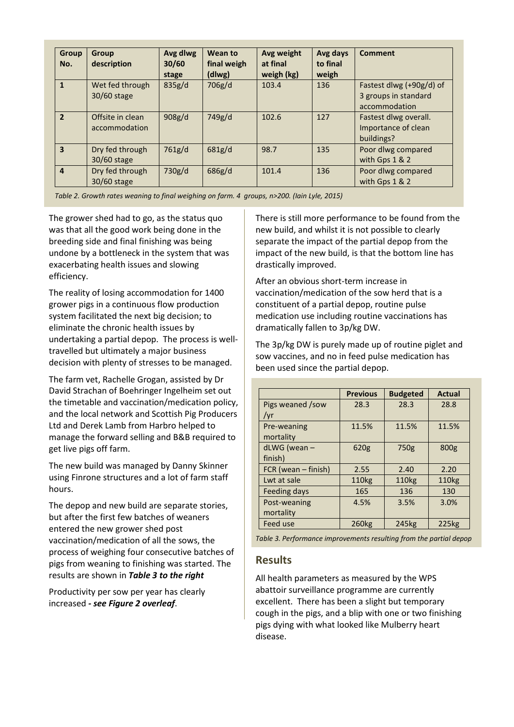| Group No. | Group description | Avg dlwg 30/60 stage | Wean to final weigh (dlwg) | Avg weight at final weigh (kg) | Avg days to final weigh | Comment |
|---|---|---|---|---|---|---|
| **1** | Wet fed through 30/60 stage | 835g/d | 706g/d | 103.4 | 136 | Fastest dlwg (+90g/d) of 3 groups in standard accommodation |
| **2** | Offsite in clean accommodation | 908g/d | 749g/d | 102.6 | 127 | Fastest dlwg overall. Importance of clean buildings? |
| **3** | Dry fed through 30/60 stage | 761g/d | 681g/d | 98.7 | 135 | Poor dlwg compared with Gps 1 & 2 |
| **4** | Dry fed through 30/60 stage | 730g/d | 686g/d | 101.4 | 136 | Poor dlwg compared with Gps 1 & 2 |

*Table 2. Growth rates weaning to final weighing on farm. 4 groups, n>200. (Iain Lyle, 2015)*

The grower shed had to go, as the status quo was that all the good work being done in the breeding side and final finishing was being undone by a bottleneck in the system that was exacerbating health issues and slowing efficiency.

The reality of losing accommodation for 1400 grower pigs in a continuous flow production system facilitated the next big decision; to eliminate the chronic health issues by undertaking a partial depop. The process is well-travelled but ultimately a major business decision with plenty of stresses to be managed.

The farm vet, Rachelle Grogan, assisted by Dr David Strachan of Boehringer Ingelheim set out the timetable and vaccination/medication policy, and the local network and Scottish Pig Producers Ltd and Derek Lamb from Harbro helped to manage the forward selling and B&B required to get live pigs off farm.

The new build was managed by Danny Skinner using Finrone structures and a lot of farm staff hours.

The depop and new build are separate stories, but after the first few batches of weaners entered the new grower shed post vaccination/medication of all the sows, the process of weighing four consecutive batches of pigs from weaning to finishing was started. The results are shown in ***Table 3 to the right***

Productivity per sow per year has clearly increased ***- see Figure 2 overleaf***.

There is still more performance to be found from the new build, and whilst it is not possible to clearly separate the impact of the partial depop from the impact of the new build, is that the bottom line has drastically improved.

After an obvious short-term increase in vaccination/medication of the sow herd that is a constituent of a partial depop, routine pulse medication use including routine vaccinations has dramatically fallen to 3p/kg DW.

The 3p/kg DW is purely made up of routine piglet and sow vaccines, and no in feed pulse medication has been used since the partial depop.

| | Previous | Budgeted | Actual |
|---|---|---|---|
| Pigs weaned /sow /yr | 28.3 | 28.3 | 28.8 |
| Pre-weaning mortality | 11.5% | 11.5% | 11.5% |
| dLWG (wean – finish) | 620g | 750g | 800g |
| FCR (wean – finish) | 2.55 | 2.40 | 2.20 |
| Lwt at sale | 110kg | 110kg | 110kg |
| Feeding days | 165 | 136 | 130 |
| Post-weaning mortality | 4.5% | 3.5% | 3.0% |
| Feed use | 260kg | 245kg | 225kg |

*Table 3. Performance improvements resulting from the partial depop*

## Results

All health parameters as measured by the WPS abattoir surveillance programme are currently excellent. There has been a slight but temporary cough in the pigs, and a blip with one or two finishing pigs dying with what looked like Mulberry heart disease.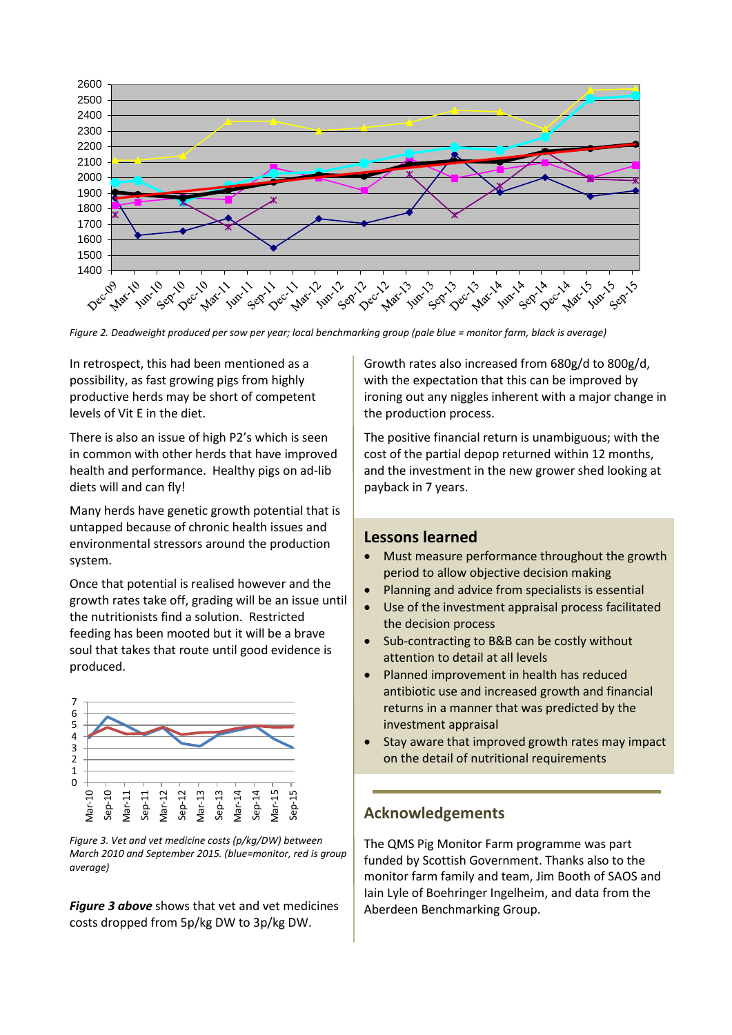2600
2500
2400
2300
2200
2100
2000
1900
1800
1700
1600
1500
1400

Dec-09 Mar-10 Jun-10 Sep-10 Dec-10 Mar-11 Jun-11 Sep-11 Dec-11 Mar-12 Jun-12 Sep-12 Dec-12 Mar-13 Jun-13 Sep-13 Dec-13 Mar-14 Jun-14 Sep-14 Dec-14 Mar-15 Jun-15 Sep-15

*Figure 2. Deadweight produced per sow per year; local benchmarking group (pale blue = monitor farm, black is average)*

In retrospect, this had been mentioned as a possibility, as fast growing pigs from highly productive herds may be short of competent levels of Vit E in the diet.

There is also an issue of high P2's which is seen in common with other herds that have improved health and performance. Healthy pigs on ad-lib diets will and can fly!

Many herds have genetic growth potential that is untapped because of chronic health issues and environmental stressors around the production system.

Once that potential is realised however and the growth rates take off, grading will be an issue until the nutritionists find a solution. Restricted feeding has been mooted but it will be a brave soul that takes that route until good evidence is produced.

7
6
5
4
3
2
1
0

Mar-10 Sep-10 Mar-11 Sep-11 Mar-12 Sep-12 Mar-13 Sep-13 Mar-14 Sep-14 Mar-15 Sep-15

*Figure 3. Vet and vet medicine costs (p/kg/DW) between March 2010 and September 2015. (blue=monitor, red is group average)*

***Figure 3 above*** shows that vet and vet medicines costs dropped from 5p/kg DW to 3p/kg DW.

Growth rates also increased from 680g/d to 800g/d, with the expectation that this can be improved by ironing out any niggles inherent with a major change in the production process.

The positive financial return is unambiguous; with the cost of the partial depop returned within 12 months, and the investment in the new grower shed looking at payback in 7 years.

## Lessons learned

- Must measure performance throughout the growth period to allow objective decision making
- Planning and advice from specialists is essential
- Use of the investment appraisal process facilitated the decision process
- Sub-contracting to B&B can be costly without attention to detail at all levels
- Planned improvement in health has reduced antibiotic use and increased growth and financial returns in a manner that was predicted by the investment appraisal
- Stay aware that improved growth rates may impact on the detail of nutritional requirements

## Acknowledgements

The QMS Pig Monitor Farm programme was part funded by Scottish Government. Thanks also to the monitor farm family and team, Jim Booth of SAOS and Iain Lyle of Boehringer Ingelheim, and data from the Aberdeen Benchmarking Group.